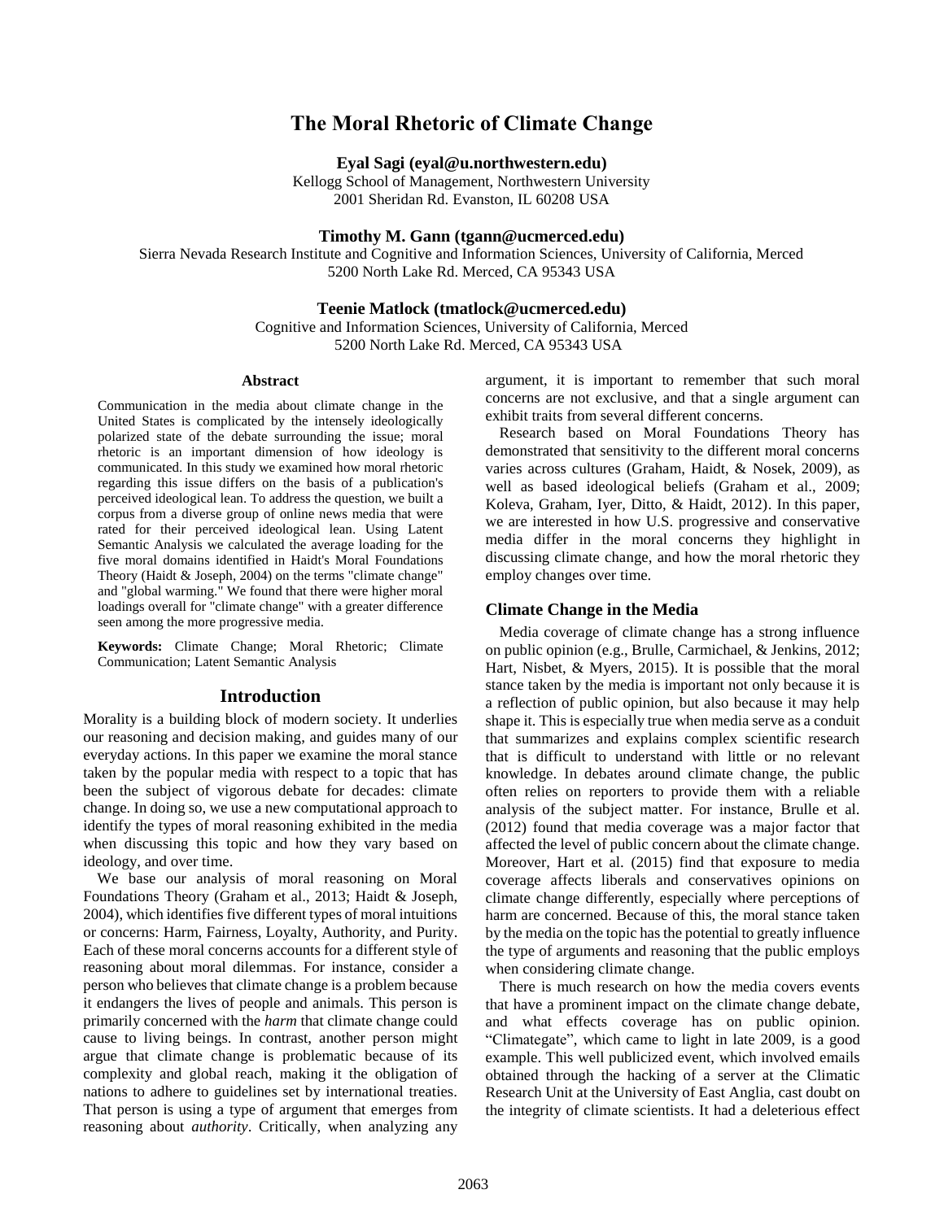# The Moral Rhetoric of Climate Change

**Eyal Sagi (eyal@u.northwestern.edu)**
Kellogg School of Management, Northwestern University
2001 Sheridan Rd. Evanston, IL 60208 USA

**Timothy M. Gann (tgann@ucmerced.edu)**
Sierra Nevada Research Institute and Cognitive and Information Sciences, University of California, Merced
5200 North Lake Rd. Merced, CA 95343 USA

**Teenie Matlock (tmatlock@ucmerced.edu)**
Cognitive and Information Sciences, University of California, Merced
5200 North Lake Rd. Merced, CA 95343 USA

## Abstract

Communication in the media about climate change in the United States is complicated by the intensely ideologically polarized state of the debate surrounding the issue; moral rhetoric is an important dimension of how ideology is communicated. In this study we examined how moral rhetoric regarding this issue differs on the basis of a publication's perceived ideological lean. To address the question, we built a corpus from a diverse group of online news media that were rated for their perceived ideological lean. Using Latent Semantic Analysis we calculated the average loading for the five moral domains identified in Haidt's Moral Foundations Theory (Haidt & Joseph, 2004) on the terms "climate change" and "global warming." We found that there were higher moral loadings overall for "climate change" with a greater difference seen among the more progressive media.

**Keywords:** Climate Change; Moral Rhetoric; Climate Communication; Latent Semantic Analysis

## Introduction

Morality is a building block of modern society. It underlies our reasoning and decision making, and guides many of our everyday actions. In this paper we examine the moral stance taken by the popular media with respect to a topic that has been the subject of vigorous debate for decades: climate change. In doing so, we use a new computational approach to identify the types of moral reasoning exhibited in the media when discussing this topic and how they vary based on ideology, and over time.

We base our analysis of moral reasoning on Moral Foundations Theory (Graham et al., 2013; Haidt & Joseph, 2004), which identifies five different types of moral intuitions or concerns: Harm, Fairness, Loyalty, Authority, and Purity. Each of these moral concerns accounts for a different style of reasoning about moral dilemmas. For instance, consider a person who believes that climate change is a problem because it endangers the lives of people and animals. This person is primarily concerned with the *harm* that climate change could cause to living beings. In contrast, another person might argue that climate change is problematic because of its complexity and global reach, making it the obligation of nations to adhere to guidelines set by international treaties. That person is using a type of argument that emerges from reasoning about *authority*. Critically, when analyzing any argument, it is important to remember that such moral concerns are not exclusive, and that a single argument can exhibit traits from several different concerns.

Research based on Moral Foundations Theory has demonstrated that sensitivity to the different moral concerns varies across cultures (Graham, Haidt, & Nosek, 2009), as well as based ideological beliefs (Graham et al., 2009; Koleva, Graham, Iyer, Ditto, & Haidt, 2012). In this paper, we are interested in how U.S. progressive and conservative media differ in the moral concerns they highlight in discussing climate change, and how the moral rhetoric they employ changes over time.

### Climate Change in the Media

Media coverage of climate change has a strong influence on public opinion (e.g., Brulle, Carmichael, & Jenkins, 2012; Hart, Nisbet, & Myers, 2015). It is possible that the moral stance taken by the media is important not only because it is a reflection of public opinion, but also because it may help shape it. This is especially true when media serve as a conduit that summarizes and explains complex scientific research that is difficult to understand with little or no relevant knowledge. In debates around climate change, the public often relies on reporters to provide them with a reliable analysis of the subject matter. For instance, Brulle et al. (2012) found that media coverage was a major factor that affected the level of public concern about the climate change. Moreover, Hart et al. (2015) find that exposure to media coverage affects liberals and conservatives opinions on climate change differently, especially where perceptions of harm are concerned. Because of this, the moral stance taken by the media on the topic has the potential to greatly influence the type of arguments and reasoning that the public employs when considering climate change.

There is much research on how the media covers events that have a prominent impact on the climate change debate, and what effects coverage has on public opinion. "Climategate", which came to light in late 2009, is a good example. This well publicized event, which involved emails obtained through the hacking of a server at the Climatic Research Unit at the University of East Anglia, cast doubt on the integrity of climate scientists. It had a deleterious effect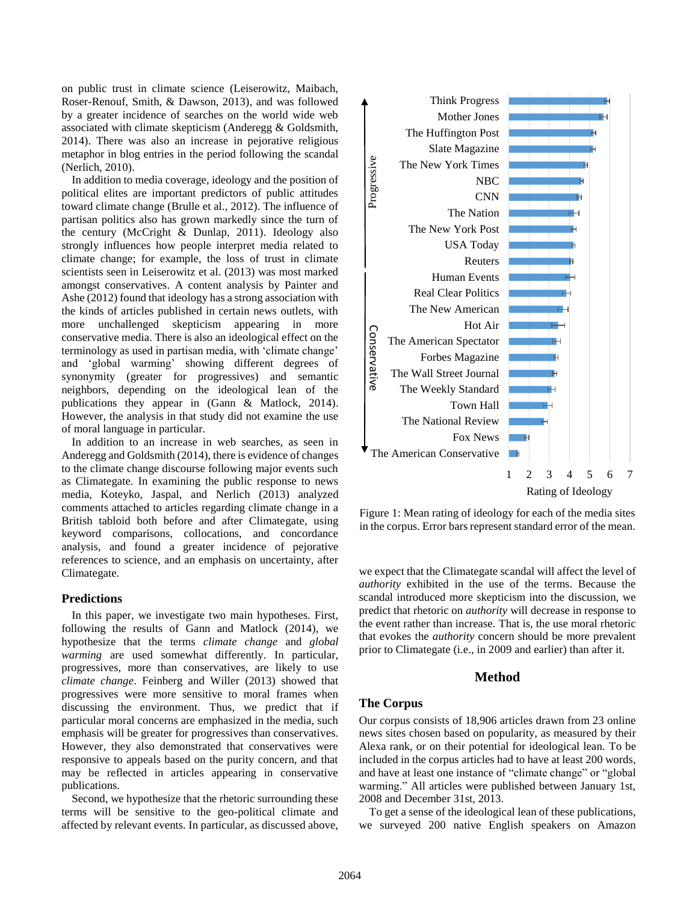on public trust in climate science (Leiserowitz, Maibach, Roser-Renouf, Smith, & Dawson, 2013), and was followed by a greater incidence of searches on the world wide web associated with climate skepticism (Anderegg & Goldsmith, 2014). There was also an increase in pejorative religious metaphor in blog entries in the period following the scandal (Nerlich, 2010).

In addition to media coverage, ideology and the position of political elites are important predictors of public attitudes toward climate change (Brulle et al., 2012). The influence of partisan politics also has grown markedly since the turn of the century (McCright & Dunlap, 2011). Ideology also strongly influences how people interpret media related to climate change; for example, the loss of trust in climate scientists seen in Leiserowitz et al. (2013) was most marked amongst conservatives. A content analysis by Painter and Ashe (2012) found that ideology has a strong association with the kinds of articles published in certain news outlets, with more unchallenged skepticism appearing in more conservative media. There is also an ideological effect on the terminology as used in partisan media, with 'climate change' and 'global warming' showing different degrees of synonymity (greater for progressives) and semantic neighbors, depending on the ideological lean of the publications they appear in (Gann & Matlock, 2014). However, the analysis in that study did not examine the use of moral language in particular.

In addition to an increase in web searches, as seen in Anderegg and Goldsmith (2014), there is evidence of changes to the climate change discourse following major events such as Climategate. In examining the public response to news media, Koteyko, Jaspal, and Nerlich (2013) analyzed comments attached to articles regarding climate change in a British tabloid both before and after Climategate, using keyword comparisons, collocations, and concordance analysis, and found a greater incidence of pejorative references to science, and an emphasis on uncertainty, after Climategate.

## Predictions

In this paper, we investigate two main hypotheses. First, following the results of Gann and Matlock (2014), we hypothesize that the terms *climate change* and *global warming* are used somewhat differently. In particular, progressives, more than conservatives, are likely to use *climate change*. Feinberg and Willer (2013) showed that progressives were more sensitive to moral frames when discussing the environment. Thus, we predict that if particular moral concerns are emphasized in the media, such emphasis will be greater for progressives than conservatives. However, they also demonstrated that conservatives were responsive to appeals based on the purity concern, and that may be reflected in articles appearing in conservative publications.

Second, we hypothesize that the rhetoric surrounding these terms will be sensitive to the geo-political climate and affected by relevant events. In particular, as discussed above, we expect that the Climategate scandal will affect the level of *authority* exhibited in the use of the terms. Because the scandal introduced more skepticism into the discussion, we predict that rhetoric on *authority* will decrease in response to the event rather than increase. That is, the use moral rhetoric that evokes the *authority* concern should be more prevalent prior to Climategate (i.e., in 2009 and earlier) than after it.

Figure 1: Mean rating of ideology for each of the media sites in the corpus. Error bars represent standard error of the mean.

# Method

## The Corpus

Our corpus consists of 18,906 articles drawn from 23 online news sites chosen based on popularity, as measured by their Alexa rank, or on their potential for ideological lean. To be included in the corpus articles had to have at least 200 words, and have at least one instance of "climate change" or "global warming." All articles were published between January 1st, 2008 and December 31st, 2013.

To get a sense of the ideological lean of these publications, we surveyed 200 native English speakers on Amazon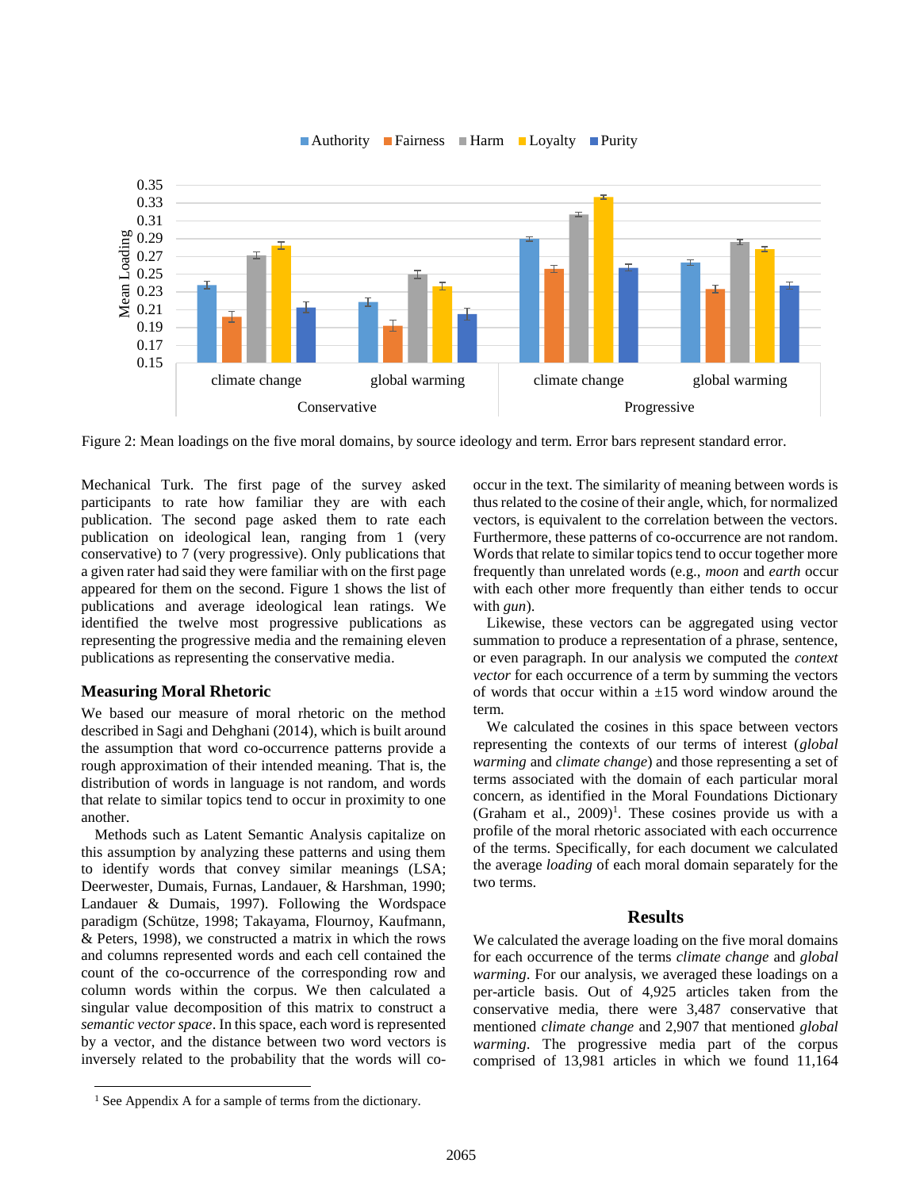Figure 2: Mean loadings on the five moral domains, by source ideology and term. Error bars represent standard error.

Mechanical Turk. The first page of the survey asked participants to rate how familiar they are with each publication. The second page asked them to rate each publication on ideological lean, ranging from 1 (very conservative) to 7 (very progressive). Only publications that a given rater had said they were familiar with on the first page appeared for them on the second. Figure 1 shows the list of publications and average ideological lean ratings. We identified the twelve most progressive publications as representing the progressive media and the remaining eleven publications as representing the conservative media.

### Measuring Moral Rhetoric

We based our measure of moral rhetoric on the method described in Sagi and Dehghani (2014), which is built around the assumption that word co-occurrence patterns provide a rough approximation of their intended meaning. That is, the distribution of words in language is not random, and words that relate to similar topics tend to occur in proximity to one another.

Methods such as Latent Semantic Analysis capitalize on this assumption by analyzing these patterns and using them to identify words that convey similar meanings (LSA; Deerwester, Dumais, Furnas, Landauer, & Harshman, 1990; Landauer & Dumais, 1997). Following the Wordspace paradigm (Schütze, 1998; Takayama, Flournoy, Kaufmann, & Peters, 1998), we constructed a matrix in which the rows and columns represented words and each cell contained the count of the co-occurrence of the corresponding row and column words within the corpus. We then calculated a singular value decomposition of this matrix to construct a *semantic vector space*. In this space, each word is represented by a vector, and the distance between two word vectors is inversely related to the probability that the words will co-occur in the text. The similarity of meaning between words is thus related to the cosine of their angle, which, for normalized vectors, is equivalent to the correlation between the vectors. Furthermore, these patterns of co-occurrence are not random. Words that relate to similar topics tend to occur together more frequently than unrelated words (e.g., *moon* and *earth* occur with each other more frequently than either tends to occur with *gun*).

Likewise, these vectors can be aggregated using vector summation to produce a representation of a phrase, sentence, or even paragraph. In our analysis we computed the *context vector* for each occurrence of a term by summing the vectors of words that occur within a ±15 word window around the term.

We calculated the cosines in this space between vectors representing the contexts of our terms of interest (*global warming* and *climate change*) and those representing a set of terms associated with the domain of each particular moral concern, as identified in the Moral Foundations Dictionary (Graham et al., 2009)[1]. These cosines provide us with a profile of the moral rhetoric associated with each occurrence of the terms. Specifically, for each document we calculated the average *loading* of each moral domain separately for the two terms.

## Results

We calculated the average loading on the five moral domains for each occurrence of the terms *climate change* and *global warming*. For our analysis, we averaged these loadings on a per-article basis. Out of 4,925 articles taken from the conservative media, there were 3,487 conservative that mentioned *climate change* and 2,907 that mentioned *global warming*. The progressive media part of the corpus comprised of 13,981 articles in which we found 11,164

[1] See Appendix A for a sample of terms from the dictionary.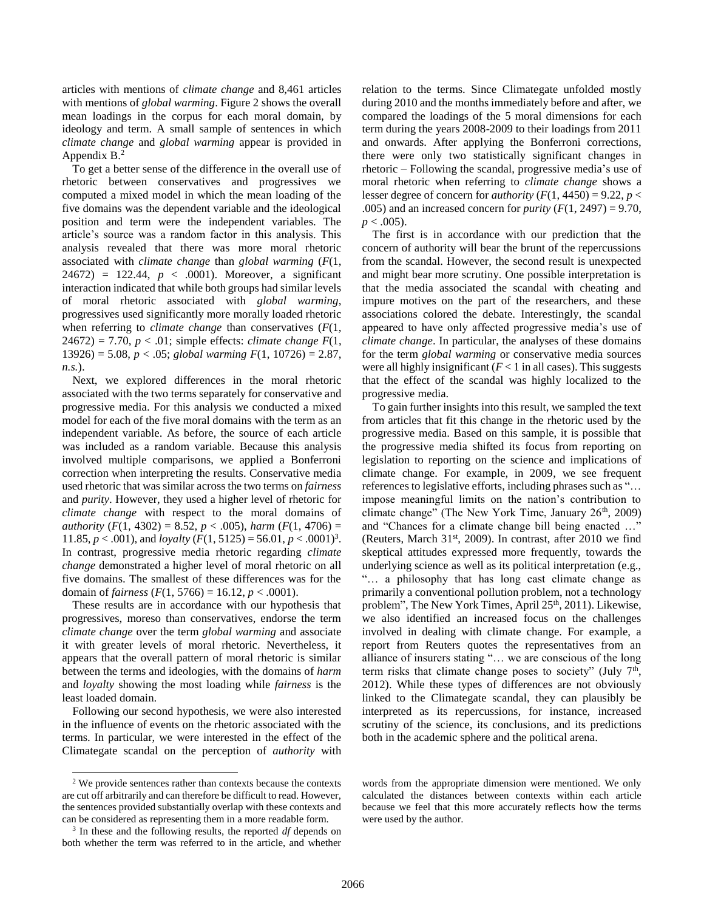articles with mentions of *climate change* and 8,461 articles with mentions of *global warming*. Figure 2 shows the overall mean loadings in the corpus for each moral domain, by ideology and term. A small sample of sentences in which *climate change* and *global warming* appear is provided in Appendix B.[2]

To get a better sense of the difference in the overall use of rhetoric between conservatives and progressives we computed a mixed model in which the mean loading of the five domains was the dependent variable and the ideological position and term were the independent variables. The article's source was a random factor in this analysis. This analysis revealed that there was more moral rhetoric associated with *climate change* than *global warming* ($F(1, 24672) = 122.44$, $p < .0001$). Moreover, a significant interaction indicated that while both groups had similar levels of moral rhetoric associated with *global warming*, progressives used significantly more morally loaded rhetoric when referring to *climate change* than conservatives ($F(1, 24672) = 7.70$, $p < .01$; simple effects: *climate change* $F(1, 13926) = 5.08$, $p < .05$; *global warming* $F(1, 10726) = 2.87$, *n.s.*).

Next, we explored differences in the moral rhetoric associated with the two terms separately for conservative and progressive media. For this analysis we conducted a mixed model for each of the five moral domains with the term as an independent variable. As before, the source of each article was included as a random variable. Because this analysis involved multiple comparisons, we applied a Bonferroni correction when interpreting the results. Conservative media used rhetoric that was similar across the two terms on *fairness* and *purity*. However, they used a higher level of rhetoric for *climate change* with respect to the moral domains of *authority* ($F(1, 4302) = 8.52$, $p < .005$), *harm* ($F(1, 4706) = 11.85$, $p < .001$), and *loyalty* ($F(1, 5125) = 56.01$, $p < .0001$)[3]. In contrast, progressive media rhetoric regarding *climate change* demonstrated a higher level of moral rhetoric on all five domains. The smallest of these differences was for the domain of *fairness* ($F(1, 5766) = 16.12$, $p < .0001$).

These results are in accordance with our hypothesis that progressives, moreso than conservatives, endorse the term *climate change* over the term *global warming* and associate it with greater levels of moral rhetoric. Nevertheless, it appears that the overall pattern of moral rhetoric is similar between the terms and ideologies, with the domains of *harm* and *loyalty* showing the most loading while *fairness* is the least loaded domain.

Following our second hypothesis, we were also interested in the influence of events on the rhetoric associated with the terms. In particular, we were interested in the effect of the Climategate scandal on the perception of *authority* with relation to the terms. Since Climategate unfolded mostly during 2010 and the months immediately before and after, we compared the loadings of the 5 moral dimensions for each term during the years 2008-2009 to their loadings from 2011 and onwards. After applying the Bonferroni corrections, there were only two statistically significant changes in rhetoric – Following the scandal, progressive media's use of moral rhetoric when referring to *climate change* shows a lesser degree of concern for *authority* ($F(1, 4450) = 9.22$, $p < .005$) and an increased concern for *purity* ($F(1, 2497) = 9.70$, $p < .005$).

The first is in accordance with our prediction that the concern of authority will bear the brunt of the repercussions from the scandal. However, the second result is unexpected and might bear more scrutiny. One possible interpretation is that the media associated the scandal with cheating and impure motives on the part of the researchers, and these associations colored the debate. Interestingly, the scandal appeared to have only affected progressive media's use of *climate change*. In particular, the analyses of these domains for the term *global warming* or conservative media sources were all highly insignificant ($F < 1$ in all cases). This suggests that the effect of the scandal was highly localized to the progressive media.

To gain further insights into this result, we sampled the text from articles that fit this change in the rhetoric used by the progressive media. Based on this sample, it is possible that the progressive media shifted its focus from reporting on legislation to reporting on the science and implications of climate change. For example, in 2009, we see frequent references to legislative efforts, including phrases such as "… impose meaningful limits on the nation's contribution to climate change" (The New York Time, January 26th, 2009) and "Chances for a climate change bill being enacted …" (Reuters, March 31st, 2009). In contrast, after 2010 we find skeptical attitudes expressed more frequently, towards the underlying science as well as its political interpretation (e.g., "… a philosophy that has long cast climate change as primarily a conventional pollution problem, not a technology problem", The New York Times, April 25th, 2011). Likewise, we also identified an increased focus on the challenges involved in dealing with climate change. For example, a report from Reuters quotes the representatives from an alliance of insurers stating "… we are conscious of the long term risks that climate change poses to society" (July 7th, 2012). While these types of differences are not obviously linked to the Climategate scandal, they can plausibly be interpreted as its repercussions, for instance, increased scrutiny of the science, its conclusions, and its predictions both in the academic sphere and the political arena.

---

[2] We provide sentences rather than contexts because the contexts are cut off arbitrarily and can therefore be difficult to read. However, the sentences provided substantially overlap with these contexts and can be considered as representing them in a more readable form.

[3] In these and the following results, the reported *df* depends on both whether the term was referred to in the article, and whether words from the appropriate dimension were mentioned. We only calculated the distances between contexts within each article because we feel that this more accurately reflects how the terms were used by the author.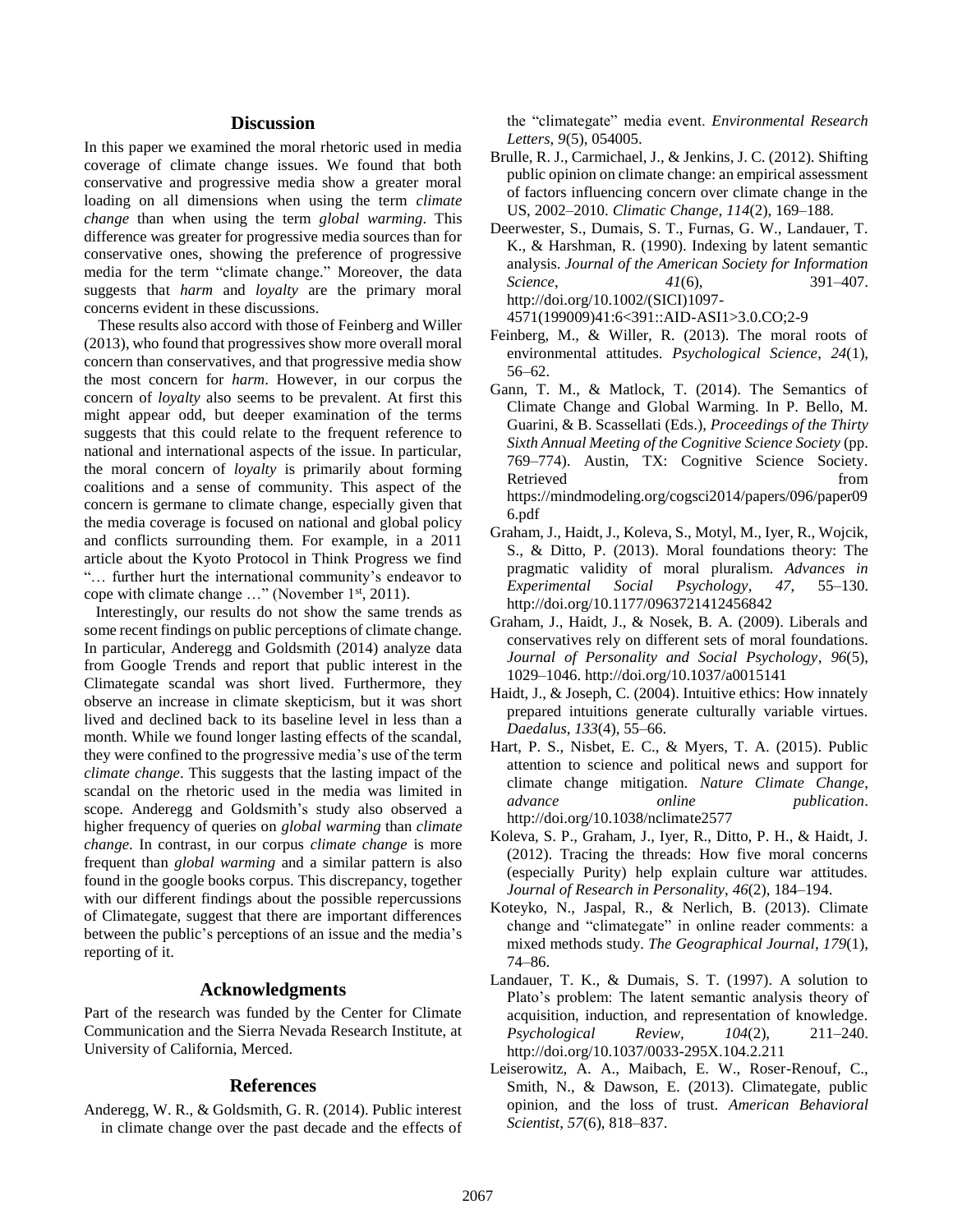## Discussion

In this paper we examined the moral rhetoric used in media coverage of climate change issues. We found that both conservative and progressive media show a greater moral loading on all dimensions when using the term *climate change* than when using the term *global warming*. This difference was greater for progressive media sources than for conservative ones, showing the preference of progressive media for the term "climate change." Moreover, the data suggests that *harm* and *loyalty* are the primary moral concerns evident in these discussions.

These results also accord with those of Feinberg and Willer (2013), who found that progressives show more overall moral concern than conservatives, and that progressive media show the most concern for *harm*. However, in our corpus the concern of *loyalty* also seems to be prevalent. At first this might appear odd, but deeper examination of the terms suggests that this could relate to the frequent reference to national and international aspects of the issue. In particular, the moral concern of *loyalty* is primarily about forming coalitions and a sense of community. This aspect of the concern is germane to climate change, especially given that the media coverage is focused on national and global policy and conflicts surrounding them. For example, in a 2011 article about the Kyoto Protocol in Think Progress we find "… further hurt the international community's endeavor to cope with climate change …" (November 1st, 2011).

Interestingly, our results do not show the same trends as some recent findings on public perceptions of climate change. In particular, Anderegg and Goldsmith (2014) analyze data from Google Trends and report that public interest in the Climategate scandal was short lived. Furthermore, they observe an increase in climate skepticism, but it was short lived and declined back to its baseline level in less than a month. While we found longer lasting effects of the scandal, they were confined to the progressive media's use of the term *climate change*. This suggests that the lasting impact of the scandal on the rhetoric used in the media was limited in scope. Anderegg and Goldsmith's study also observed a higher frequency of queries on *global warming* than *climate change*. In contrast, in our corpus *climate change* is more frequent than *global warming* and a similar pattern is also found in the google books corpus. This discrepancy, together with our different findings about the possible repercussions of Climategate, suggest that there are important differences between the public's perceptions of an issue and the media's reporting of it.

## Acknowledgments

Part of the research was funded by the Center for Climate Communication and the Sierra Nevada Research Institute, at University of California, Merced.

## References

Anderegg, W. R., & Goldsmith, G. R. (2014). Public interest in climate change over the past decade and the effects of the "climategate" media event. *Environmental Research Letters*, *9*(5), 054005.

Brulle, R. J., Carmichael, J., & Jenkins, J. C. (2012). Shifting public opinion on climate change: an empirical assessment of factors influencing concern over climate change in the US, 2002–2010. *Climatic Change*, *114*(2), 169–188.

Deerwester, S., Dumais, S. T., Furnas, G. W., Landauer, T. K., & Harshman, R. (1990). Indexing by latent semantic analysis. *Journal of the American Society for Information Science*, *41*(6), 391–407. http://doi.org/10.1002/(SICI)1097-4571(199009)41:6<391::AID-ASI1>3.0.CO;2-9

Feinberg, M., & Willer, R. (2013). The moral roots of environmental attitudes. *Psychological Science*, *24*(1), 56–62.

Gann, T. M., & Matlock, T. (2014). The Semantics of Climate Change and Global Warming. In P. Bello, M. Guarini, & B. Scassellati (Eds.), *Proceedings of the Thirty Sixth Annual Meeting of the Cognitive Science Society* (pp. 769–774). Austin, TX: Cognitive Science Society. Retrieved from https://mindmodeling.org/cogsci2014/papers/096/paper096.pdf

Graham, J., Haidt, J., Koleva, S., Motyl, M., Iyer, R., Wojcik, S., & Ditto, P. (2013). Moral foundations theory: The pragmatic validity of moral pluralism. *Advances in Experimental Social Psychology*, *47*, 55–130. http://doi.org/10.1177/0963721412456842

Graham, J., Haidt, J., & Nosek, B. A. (2009). Liberals and conservatives rely on different sets of moral foundations. *Journal of Personality and Social Psychology*, *96*(5), 1029–1046. http://doi.org/10.1037/a0015141

Haidt, J., & Joseph, C. (2004). Intuitive ethics: How innately prepared intuitions generate culturally variable virtues. *Daedalus*, *133*(4), 55–66.

Hart, P. S., Nisbet, E. C., & Myers, T. A. (2015). Public attention to science and political news and support for climate change mitigation. *Nature Climate Change*, *advance online publication*. http://doi.org/10.1038/nclimate2577

Koleva, S. P., Graham, J., Iyer, R., Ditto, P. H., & Haidt, J. (2012). Tracing the threads: How five moral concerns (especially Purity) help explain culture war attitudes. *Journal of Research in Personality*, *46*(2), 184–194.

Koteyko, N., Jaspal, R., & Nerlich, B. (2013). Climate change and "climategate" in online reader comments: a mixed methods study. *The Geographical Journal*, *179*(1), 74–86.

Landauer, T. K., & Dumais, S. T. (1997). A solution to Plato's problem: The latent semantic analysis theory of acquisition, induction, and representation of knowledge. *Psychological Review*, *104*(2), 211–240. http://doi.org/10.1037/0033-295X.104.2.211

Leiserowitz, A. A., Maibach, E. W., Roser-Renouf, C., Smith, N., & Dawson, E. (2013). Climategate, public opinion, and the loss of trust. *American Behavioral Scientist*, *57*(6), 818–837.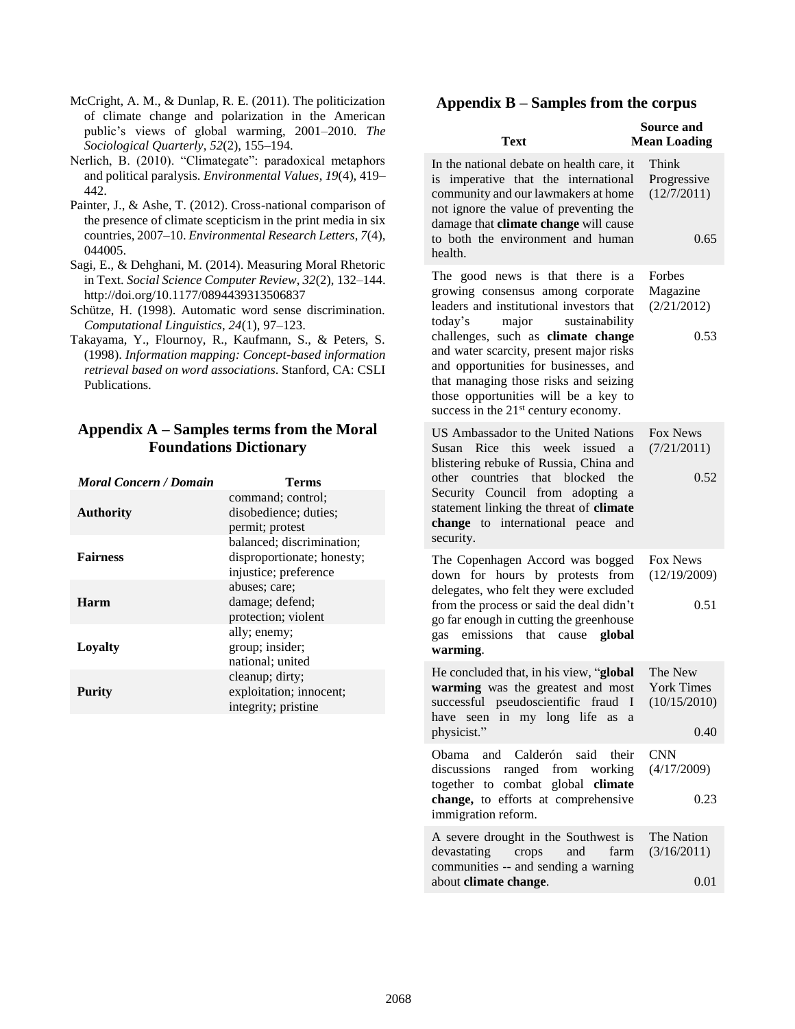McCright, A. M., & Dunlap, R. E. (2011). The politicization of climate change and polarization in the American public's views of global warming, 2001–2010. *The Sociological Quarterly*, *52*(2), 155–194.

Nerlich, B. (2010). "Climategate": paradoxical metaphors and political paralysis. *Environmental Values*, *19*(4), 419–442.

Painter, J., & Ashe, T. (2012). Cross-national comparison of the presence of climate scepticism in the print media in six countries, 2007–10. *Environmental Research Letters*, *7*(4), 044005.

Sagi, E., & Dehghani, M. (2014). Measuring Moral Rhetoric in Text. *Social Science Computer Review*, *32*(2), 132–144. http://doi.org/10.1177/0894439313506837

Schütze, H. (1998). Automatic word sense discrimination. *Computational Linguistics*, *24*(1), 97–123.

Takayama, Y., Flournoy, R., Kaufmann, S., & Peters, S. (1998). *Information mapping: Concept-based information retrieval based on word associations*. Stanford, CA: CSLI Publications.

## Appendix A – Samples terms from the Moral Foundations Dictionary

| *Moral Concern / Domain* | Terms |
|---|---|
| **Authority** | command; control; disobedience; duties; permit; protest |
| **Fairness** | balanced; discrimination; disproportionate; honesty; injustice; preference |
| **Harm** | abuses; care; damage; defend; protection; violent |
| **Loyalty** | ally; enemy; group; insider; national; united |
| **Purity** | cleanup; dirty; exploitation; innocent; integrity; pristine |

## Appendix B – Samples from the corpus

| Text | Source and Mean Loading |
|---|---|
| In the national debate on health care, it is imperative that the international community and our lawmakers at home not ignore the value of preventing the damage that **climate change** will cause to both the environment and human health. | Think Progressive (12/7/2011) 0.65 |
| The good news is that there is a growing consensus among corporate leaders and institutional investors that today's major sustainability challenges, such as **climate change** and water scarcity, present major risks and opportunities for businesses, and that managing those risks and seizing those opportunities will be a key to success in the 21st century economy. | Forbes Magazine (2/21/2012) 0.53 |
| US Ambassador to the United Nations Susan Rice this week issued a blistering rebuke of Russia, China and other countries that blocked the Security Council from adopting a statement linking the threat of **climate change** to international peace and security. | Fox News (7/21/2011) 0.52 |
| The Copenhagen Accord was bogged down for hours by protests from delegates, who felt they were excluded from the process or said the deal didn't go far enough in cutting the greenhouse gas emissions that cause **global warming**. | Fox News (12/19/2009) 0.51 |
| He concluded that, in his view, "**global warming** was the greatest and most successful pseudoscientific fraud I have seen in my long life as a physicist." | The New York Times (10/15/2010) 0.40 |
| Obama and Calderón said their discussions ranged from working together to combat global **climate change,** to efforts at comprehensive immigration reform. | CNN (4/17/2009) 0.23 |
| A severe drought in the Southwest is devastating crops and farm communities -- and sending a warning about **climate change**. | The Nation (3/16/2011) 0.01 |